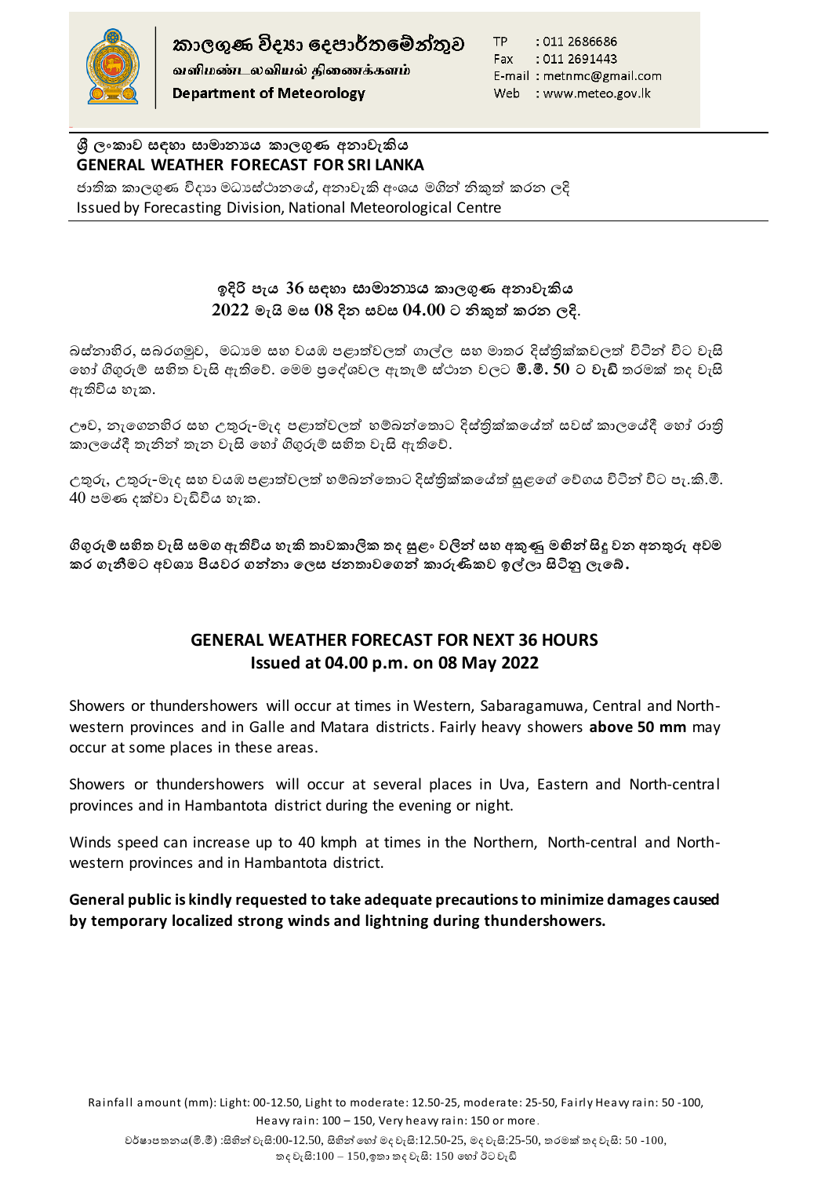කාලගුණ විද්‍යා දෙපාර්තමේන්තුව
வளிமண்டலவியல் திணைக்களம்
**Department of Meteorology**

TP : 011 2686686
Fax : 011 2691443
E-mail : metnmc@gmail.com
Web : www.meteo.gov.lk

**ශ්‍රී ලංකාව සඳහා සාමාන්‍යය කාලගුණ අනාවැකිය**
**GENERAL WEATHER FORECAST FOR SRI LANKA**

ජාතික කාලගුණ විද්‍යා මධ්‍යස්ථානයේ, අනාවැකි අංශය මගින් නිකුත් කරන ලදි
Issued by Forecasting Division, National Meteorological Centre

## ඉදිරි පැය 36 සඳහා සාමාන්‍යය කාලගුණ අනාවැකිය
## 2022 මැයි මස 08 දින සවස 04.00 ට නිකුත් කරන ලදි.

බස්නාහිර, සබරගමුව, මධ්‍යම සහ වයඹ පළාත්වලත් ගාල්ල සහ මාතර දිස්ත්‍රික්කවලත් විටින් විට වැසි හෝ ගිගුරුම් සහිත වැසි ඇතිවේ. මෙම ප්‍රදේශවල ඇතැම් ස්ථාන වලට **මි.මී. 50 ට වැඩි** තරමක් තද වැසි ඇතිවිය හැක.

ඌව, නැගෙනහිර සහ උතුරු-මැද පළාත්වලත් හම්බන්තොට දිස්ත්‍රික්කයේත් සවස් කාලයේදී හෝ රාත්‍රී කාලයේදී තැනින් තැන වැසි හෝ ගිගුරුම් සහිත වැසි ඇතිවේ.

උතුරු, උතුරු-මැද සහ වයඹ පළාත්වලත් හම්බන්තොට දිස්ත්‍රික්කයේත් සුළගේ වේගය විටින් විට පැ.කි.මී. 40 පමණ දක්වා වැඩිවිය හැක.

**ගිගුරුම් සහිත වැසි සමග ඇතිවිය හැකි තාවකාලික තද සුළං වලින් සහ අකුණු මගින් සිදු වන අනතුරු අවම කර ගැනීමට අවශ්‍ය පියවර ගන්නා ලෙස ජනතාවගෙන් කාරුණිකව ඉල්ලා සිටිනු ලැබේ.**

## GENERAL WEATHER FORECAST FOR NEXT 36 HOURS
## Issued at 04.00 p.m. on 08 May 2022

Showers or thundershowers will occur at times in Western, Sabaragamuwa, Central and North-western provinces and in Galle and Matara districts. Fairly heavy showers **above 50 mm** may occur at some places in these areas.

Showers or thundershowers will occur at several places in Uva, Eastern and North-central provinces and in Hambantota district during the evening or night.

Winds speed can increase up to 40 kmph at times in the Northern, North-central and North-western provinces and in Hambantota district.

**General public is kindly requested to take adequate precautions to minimize damages caused by temporary localized strong winds and lightning during thundershowers.**

Rainfall amount (mm): Light: 00-12.50, Light to moderate: 12.50-25, moderate: 25-50, Fairly Heavy rain: 50 -100, Heavy rain: 100 – 150, Very heavy rain: 150 or more.

වර්ෂාපතනය(මි.මී) :සිහින් වැසි:00-12.50, සිහින් හෝ මද වැසි:12.50-25, මද වැසි:25-50, තරමක් තද වැසි: 50 -100, තද වැසි:100 – 150,ඉතා තද වැසි: 150 හෝ ඊට වැඩි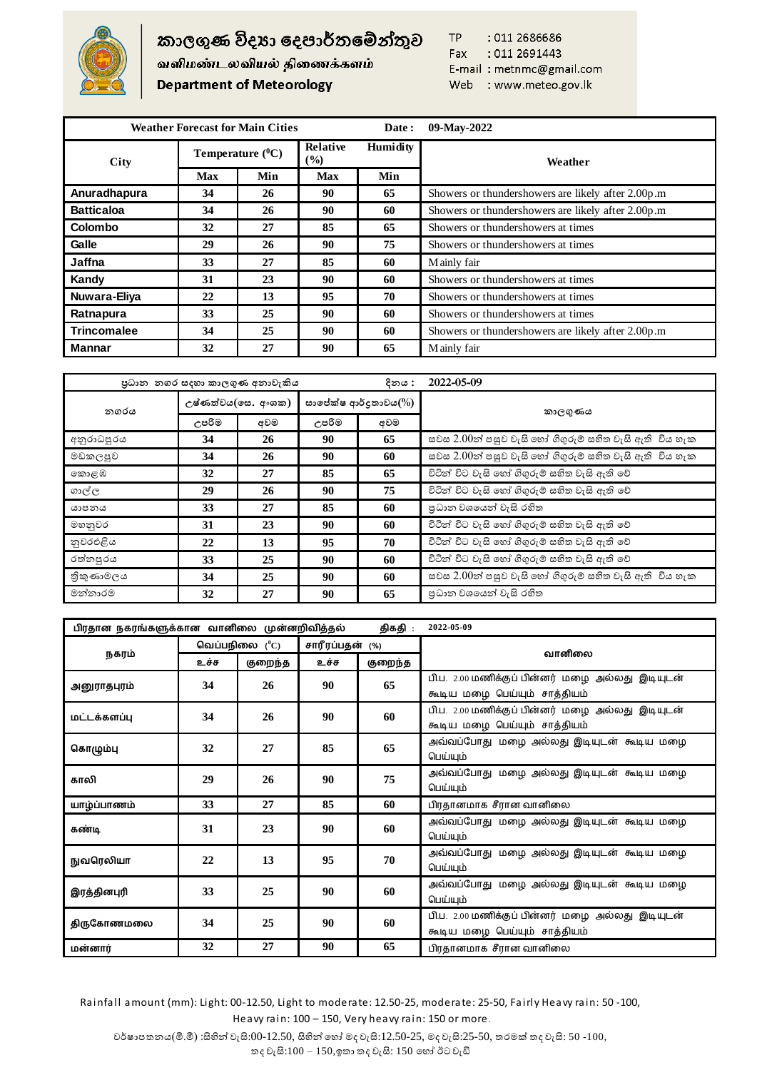# කාලගුණ විද්‍යා දෙපාර්තමේන්තුව

**වළිமண்டலவியல் திணைக்களம்**

**Department of Meteorology**

TP : 011 2686686
Fax : 011 2691443
E-mail : metnmc@gmail.com
Web : www.meteo.gov.lk

| Weather Forecast for Main Cities | | | Date : | 09-May-2022 |
|---|---|---|---|---|
| **City** | **Temperature ($^0$C)** | | **Relative Humidity (%)** | | **Weather** |
| | **Max** | **Min** | **Max** | **Min** | |
| **Anuradhapura** | 34 | 26 | 90 | 65 | Showers or thundershowers are likely after 2.00p.m |
| **Batticaloa** | 34 | 26 | 90 | 60 | Showers or thundershowers are likely after 2.00p.m |
| **Colombo** | 32 | 27 | 85 | 65 | Showers or thundershowers at times |
| **Galle** | 29 | 26 | 90 | 75 | Showers or thundershowers at times |
| **Jaffna** | 33 | 27 | 85 | 60 | Mainly fair |
| **Kandy** | 31 | 23 | 90 | 60 | Showers or thundershowers at times |
| **Nuwara-Eliya** | 22 | 13 | 95 | 70 | Showers or thundershowers at times |
| **Ratnapura** | 33 | 25 | 90 | 60 | Showers or thundershowers at times |
| **Trincomalee** | 34 | 25 | 90 | 60 | Showers or thundershowers are likely after 2.00p.m |
| **Mannar** | 32 | 27 | 90 | 65 | Mainly fair |

| ප්‍රධාන නගර සඳහා කාලගුණ අනාවැකිය | | | දිනය : | 2022-05-09 | |
|---|---|---|---|---|---|
| නගරය | උෂ්ණත්වය(සෙ. අංශක) | | සාපේක්ෂ ආර්ද්‍රතාවය(%) | | කාලගුණය |
| | උපරිම | අවම | උපරිම | අවම | |
| අනුරාධපුරය | 34 | 26 | 90 | 65 | සවස 2.00න් පසුව වැසි හෝ ගිගුරුම් සහිත වැසි ඇති විය හැක |
| මඩකලපුව | 34 | 26 | 90 | 60 | සවස 2.00න් පසුව වැසි හෝ ගිගුරුම් සහිත වැසි ඇති විය හැක |
| කොළඹ | 32 | 27 | 85 | 65 | විටින් විට වැසි හෝ ගිගුරුම් සහිත වැසි ඇති වේ |
| ගාල්ල | 29 | 26 | 90 | 75 | විටින් විට වැසි හෝ ගිගුරුම් සහිත වැසි ඇති වේ |
| යාපනය | 33 | 27 | 85 | 60 | ප්‍රධාන වශයෙන් වැසි රහිත |
| මහනුවර | 31 | 23 | 90 | 60 | විටින් විට වැසි හෝ ගිගුරුම් සහිත වැසි ඇති වේ |
| නුවරඑළිය | 22 | 13 | 95 | 70 | විටින් විට වැසි හෝ ගිගුරුම් සහිත වැසි ඇති වේ |
| රත්නපුරය | 33 | 25 | 90 | 60 | විටින් විට වැසි හෝ ගිගුරුම් සහිත වැසි ඇති වේ |
| ත්‍රිකුණාමලය | 34 | 25 | 90 | 60 | සවස 2.00න් පසුව වැසි හෝ ගිගුරුම් සහිත වැසි ඇති විය හැක |
| මන්නාරම | 32 | 27 | 90 | 65 | ප්‍රධාන වශයෙන් වැසි රහිත |

| பிரதான நகரங்களுக்கான வானிலை முன்னறிவித்தல் | | | திகதி : | 2022-05-09 | |
|---|---|---|---|---|---|
| **நகரம்** | **வெப்பநிலை ($^0$C)** | | **சாரீரப்பதன் (%)** | | **வானிலை** |
| | **உச்ச** | **குறைந்த** | **உச்ச** | **குறைந்த** | |
| **அனுராதபுரம்** | 34 | 26 | 90 | 65 | பி.ப. 2.00 மணிக்குப் பின்னர் மழை அல்லது இடியுடன் கூடிய மழை பெய்யும் சாத்தியம் |
| **மட்டக்களப்பு** | 34 | 26 | 90 | 60 | பி.ப. 2.00 மணிக்குப் பின்னர் மழை அல்லது இடியுடன் கூடிய மழை பெய்யும் சாத்தியம் |
| **கொழும்பு** | 32 | 27 | 85 | 65 | அவ்வப்போது மழை அல்லது இடியுடன் கூடிய மழை பெய்யும் |
| **காலி** | 29 | 26 | 90 | 75 | அவ்வப்போது மழை அல்லது இடியுடன் கூடிய மழை பெய்யும் |
| **யாழ்ப்பாணம்** | 33 | 27 | 85 | 60 | பிரதானமாக சீரான வானிலை |
| **கண்டி** | 31 | 23 | 90 | 60 | அவ்வப்போது மழை அல்லது இடியுடன் கூடிய மழை பெய்யும் |
| **நுவரெலியா** | 22 | 13 | 95 | 70 | அவ்வப்போது மழை அல்லது இடியுடன் கூடிய மழை பெய்யும் |
| **இரத்தினபுரி** | 33 | 25 | 90 | 60 | அவ்வப்போது மழை அல்லது இடியுடன் கூடிய மழை பெய்யும் |
| **திருகோணமலை** | 34 | 25 | 90 | 60 | பி.ப. 2.00 மணிக்குப் பின்னர் மழை அல்லது இடியுடன் கூடிய மழை பெய்யும் சாத்தியம் |
| **மன்னார்** | 32 | 27 | 90 | 65 | பிரதானமாக சீரான வானிலை |

Rainfall amount (mm): Light: 00-12.50, Light to moderate: 12.50-25, moderate: 25-50, Fairly Heavy rain: 50 -100, Heavy rain: 100 – 150, Very heavy rain: 150 or more.

වර්ෂාපතනය(මි.මී) :සිහින් වැසි:00-12.50, සිහින් හෝ මද වැසි:12.50-25, මද වැසි:25-50, තරමක් තද වැසි: 50 -100, තද වැසි:100 – 150,ඉතා තද වැසි: 150 හෝ ඊට වැඩි